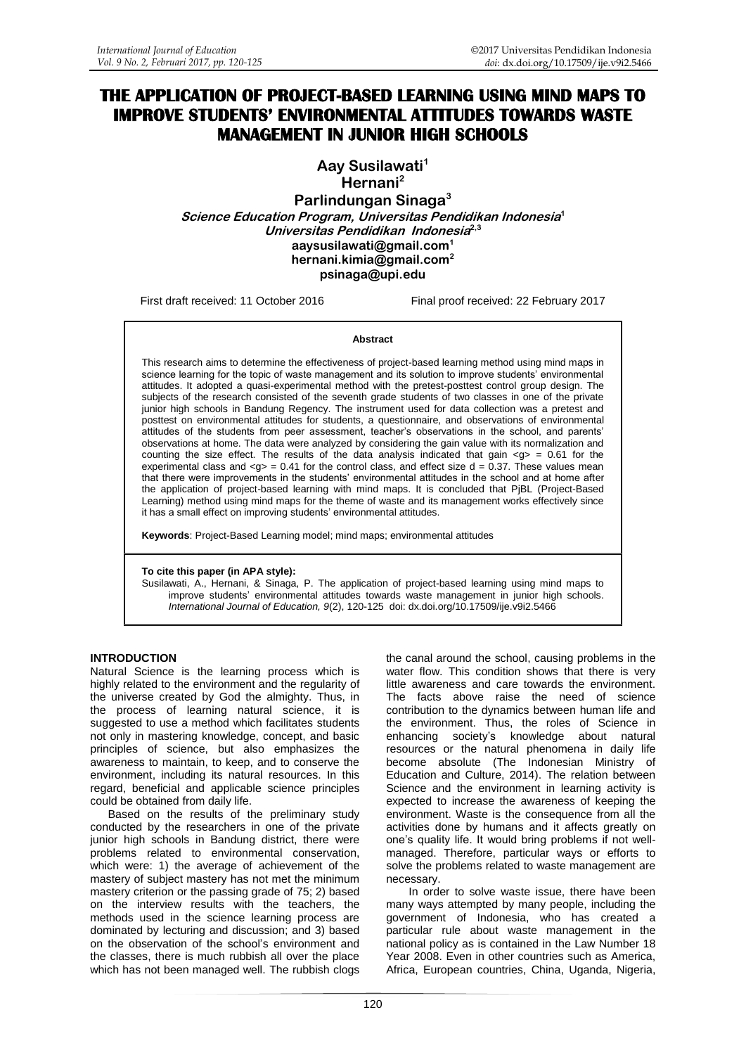# THE APPLICATION OF PROJECT-BASED LEARNING USING MIND MAPS TO IMPROVE STUDENTS' ENVIRONMENTAL ATTITUDES TOWARDS WASTE MANAGEMENT IN JUNIOR HIGH SCHOOLS

**Aay Susilawati[1]**
**Hernani[2]**
**Parlindungan Sinaga[3]**
***Science Education Program, Universitas Pendidikan Indonesia[1]***
***Universitas Pendidikan Indonesia[2,3]***
**aaysusilawati@gmail.com[1]**
**hernani.kimia@gmail.com[2]**
**psinaga@upi.edu**

First draft received: 11 October 2016 Final proof received: 22 February 2017

**Abstract**

This research aims to determine the effectiveness of project-based learning method using mind maps in science learning for the topic of waste management and its solution to improve students' environmental attitudes. It adopted a quasi-experimental method with the pretest-posttest control group design. The subjects of the research consisted of the seventh grade students of two classes in one of the private junior high schools in Bandung Regency. The instrument used for data collection was a pretest and posttest on environmental attitudes for students, a questionnaire, and observations of environmental attitudes of the students from peer assessment, teacher's observations in the school, and parents' observations at home. The data were analyzed by considering the gain value with its normalization and counting the size effect. The results of the data analysis indicated that gain $\langle g \rangle = 0.61$ for the experimental class and $\langle g \rangle = 0.41$ for the control class, and effect size $d = 0.37$. These values mean that there were improvements in the students' environmental attitudes in the school and at home after the application of project-based learning with mind maps. It is concluded that PjBL (Project-Based Learning) method using mind maps for the theme of waste and its management works effectively since it has a small effect on improving students' environmental attitudes.

**Keywords**: Project-Based Learning model; mind maps; environmental attitudes

**To cite this paper (in APA style):**
Susilawati, A., Hernani, & Sinaga, P. The application of project-based learning using mind maps to improve students' environmental attitudes towards waste management in junior high schools. *International Journal of Education, 9*(2), 120-125 doi: dx.doi.org/10.17509/ije.v9i2.5466

## INTRODUCTION

Natural Science is the learning process which is highly related to the environment and the regularity of the universe created by God the almighty. Thus, in the process of learning natural science, it is suggested to use a method which facilitates students not only in mastering knowledge, concept, and basic principles of science, but also emphasizes the awareness to maintain, to keep, and to conserve the environment, including its natural resources. In this regard, beneficial and applicable science principles could be obtained from daily life.

Based on the results of the preliminary study conducted by the researchers in one of the private junior high schools in Bandung district, there were problems related to environmental conservation, which were: 1) the average of achievement of the mastery of subject mastery has not met the minimum mastery criterion or the passing grade of 75; 2) based on the interview results with the teachers, the methods used in the science learning process are dominated by lecturing and discussion; and 3) based on the observation of the school's environment and the classes, there is much rubbish all over the place which has not been managed well. The rubbish clogs the canal around the school, causing problems in the water flow. This condition shows that there is very little awareness and care towards the environment. The facts above raise the need of science contribution to the dynamics between human life and the environment. Thus, the roles of Science in enhancing society's knowledge about natural resources or the natural phenomena in daily life become absolute (The Indonesian Ministry of Education and Culture, 2014). The relation between Science and the environment in learning activity is expected to increase the awareness of keeping the environment. Waste is the consequence from all the activities done by humans and it affects greatly on one's quality life. It would bring problems if not well-managed. Therefore, particular ways or efforts to solve the problems related to waste management are necessary.

In order to solve waste issue, there have been many ways attempted by many people, including the government of Indonesia, who has created a particular rule about waste management in the national policy as is contained in the Law Number 18 Year 2008. Even in other countries such as America, Africa, European countries, China, Uganda, Nigeria,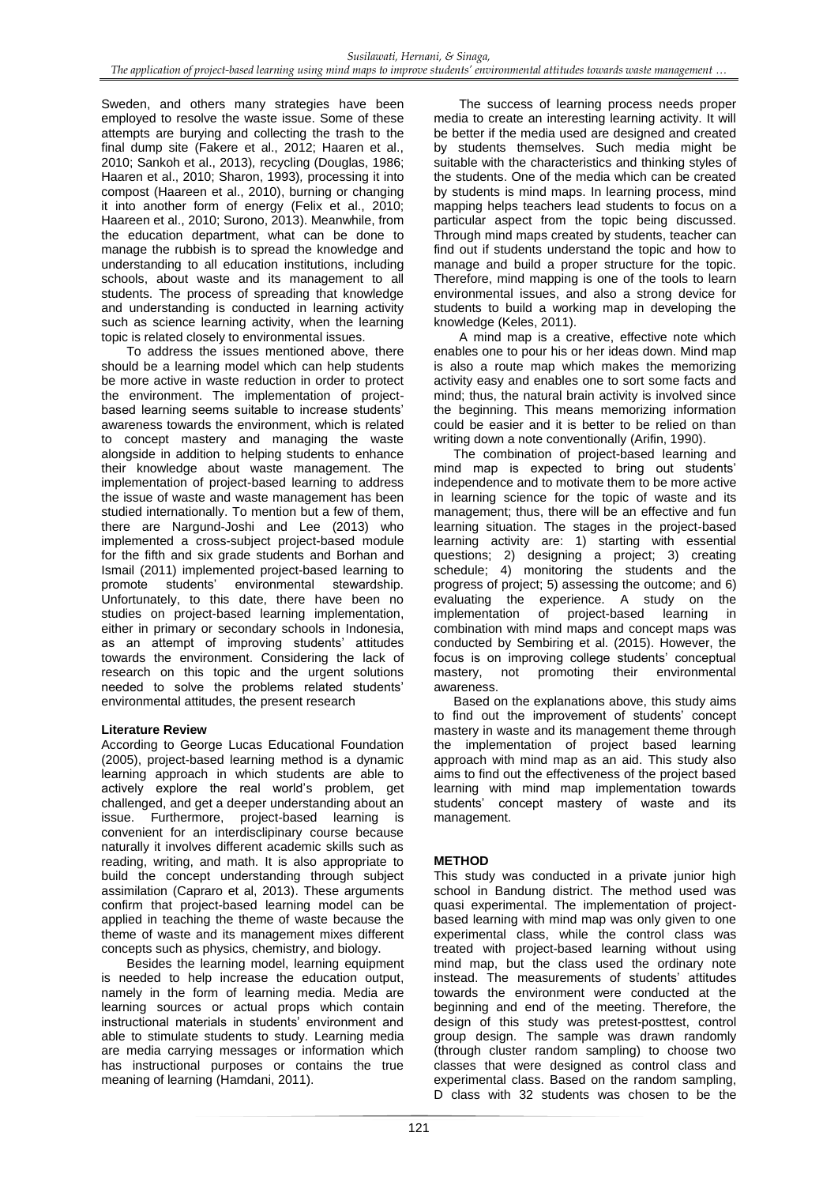Sweden, and others many strategies have been employed to resolve the waste issue. Some of these attempts are burying and collecting the trash to the final dump site (Fakere et al., 2012; Haaren et al., 2010; Sankoh et al., 2013), recycling (Douglas, 1986; Haaren et al., 2010; Sharon, 1993), processing it into compost (Haareen et al., 2010), burning or changing it into another form of energy (Felix et al., 2010; Haareen et al., 2010; Surono, 2013). Meanwhile, from the education department, what can be done to manage the rubbish is to spread the knowledge and understanding to all education institutions, including schools, about waste and its management to all students. The process of spreading that knowledge and understanding is conducted in learning activity such as science learning activity, when the learning topic is related closely to environmental issues.

To address the issues mentioned above, there should be a learning model which can help students be more active in waste reduction in order to protect the environment. The implementation of project-based learning seems suitable to increase students' awareness towards the environment, which is related to concept mastery and managing the waste alongside in addition to helping students to enhance their knowledge about waste management. The implementation of project-based learning to address the issue of waste and waste management has been studied internationally. To mention but a few of them, there are Nargund-Joshi and Lee (2013) who implemented a cross-subject project-based module for the fifth and six grade students and Borhan and Ismail (2011) implemented project-based learning to promote students' environmental stewardship. Unfortunately, to this date, there have been no studies on project-based learning implementation, either in primary or secondary schools in Indonesia, as an attempt of improving students' attitudes towards the environment. Considering the lack of research on this topic and the urgent solutions needed to solve the problems related students' environmental attitudes, the present research

**Literature Review**

According to George Lucas Educational Foundation (2005), project-based learning method is a dynamic learning approach in which students are able to actively explore the real world's problem, get challenged, and get a deeper understanding about an issue. Furthermore, project-based learning is convenient for an interdisclipinary course because naturally it involves different academic skills such as reading, writing, and math. It is also appropriate to build the concept understanding through subject assimilation (Capraro et al, 2013). These arguments confirm that project-based learning model can be applied in teaching the theme of waste because the theme of waste and its management mixes different concepts such as physics, chemistry, and biology.

Besides the learning model, learning equipment is needed to help increase the education output, namely in the form of learning media. Media are learning sources or actual props which contain instructional materials in students' environment and able to stimulate students to study. Learning media are media carrying messages or information which has instructional purposes or contains the true meaning of learning (Hamdani, 2011).

The success of learning process needs proper media to create an interesting learning activity. It will be better if the media used are designed and created by students themselves. Such media might be suitable with the characteristics and thinking styles of the students. One of the media which can be created by students is mind maps. In learning process, mind mapping helps teachers lead students to focus on a particular aspect from the topic being discussed. Through mind maps created by students, teacher can find out if students understand the topic and how to manage and build a proper structure for the topic. Therefore, mind mapping is one of the tools to learn environmental issues, and also a strong device for students to build a working map in developing the knowledge (Keles, 2011).

A mind map is a creative, effective note which enables one to pour his or her ideas down. Mind map is also a route map which makes the memorizing activity easy and enables one to sort some facts and mind; thus, the natural brain activity is involved since the beginning. This means memorizing information could be easier and it is better to be relied on than writing down a note conventionally (Arifin, 1990).

The combination of project-based learning and mind map is expected to bring out students' independence and to motivate them to be more active in learning science for the topic of waste and its management; thus, there will be an effective and fun learning situation. The stages in the project-based learning activity are: 1) starting with essential questions; 2) designing a project; 3) creating schedule; 4) monitoring the students and the progress of project; 5) assessing the outcome; and 6) evaluating the experience. A study on the implementation of project-based learning in combination with mind maps and concept maps was conducted by Sembiring et al. (2015). However, the focus is on improving college students' conceptual mastery, not promoting their environmental awareness.

Based on the explanations above, this study aims to find out the improvement of students' concept mastery in waste and its management theme through the implementation of project based learning approach with mind map as an aid. This study also aims to find out the effectiveness of the project based learning with mind map implementation towards students' concept mastery of waste and its management.

## METHOD

This study was conducted in a private junior high school in Bandung district. The method used was quasi experimental. The implementation of project-based learning with mind map was only given to one experimental class, while the control class was treated with project-based learning without using mind map, but the class used the ordinary note instead. The measurements of students' attitudes towards the environment were conducted at the beginning and end of the meeting. Therefore, the design of this study was pretest-posttest, control group design. The sample was drawn randomly (through cluster random sampling) to choose two classes that were designed as control class and experimental class. Based on the random sampling, D class with 32 students was chosen to be the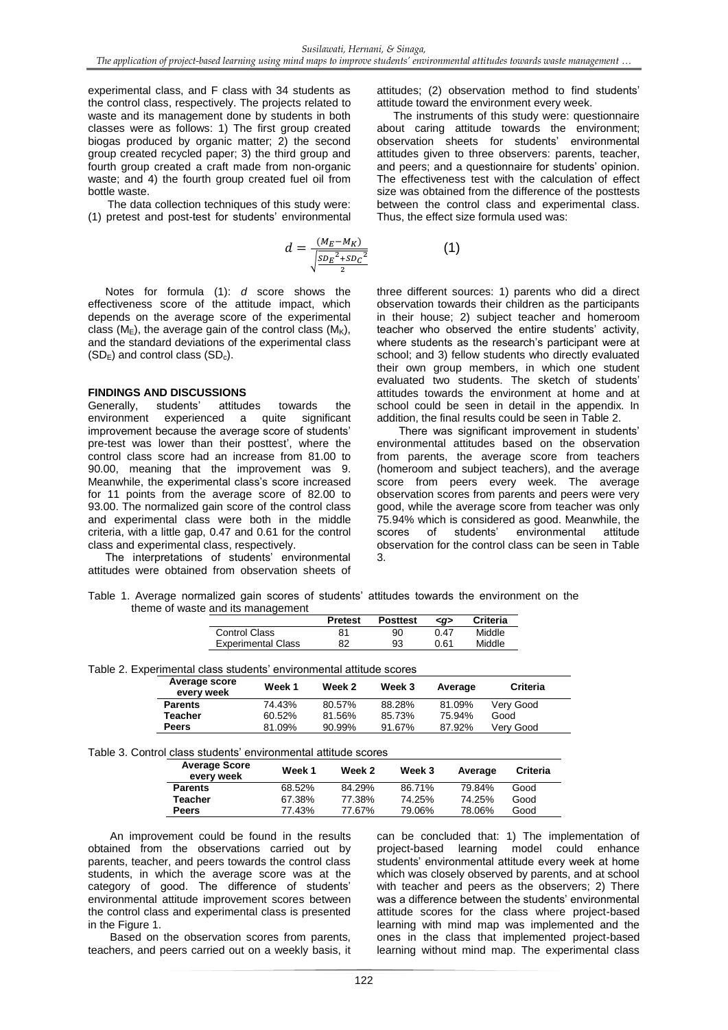experimental class, and F class with 34 students as the control class, respectively. The projects related to waste and its management done by students in both classes were as follows: 1) The first group created biogas produced by organic matter; 2) the second group created recycled paper; 3) the third group and fourth group created a craft made from non-organic waste; and 4) the fourth group created fuel oil from bottle waste.

The data collection techniques of this study were: (1) pretest and post-test for students' environmental attitudes; (2) observation method to find students' attitude toward the environment every week.

The instruments of this study were: questionnaire about caring attitude towards the environment; observation sheets for students' environmental attitudes given to three observers: parents, teacher, and peers; and a questionnaire for students' opinion. The effectiveness test with the calculation of effect size was obtained from the difference of the posttests between the control class and experimental class. Thus, the effect size formula used was:

$$d = \frac{(M_E - M_K)}{\sqrt{\frac{SD_E^2 + SD_C^2}{2}}} \quad (1)$$

Notes for formula (1): *d* score shows the effectiveness score of the attitude impact, which depends on the average score of the experimental class ($M_E$), the average gain of the control class ($M_K$), and the standard deviations of the experimental class ($SD_E$) and control class ($SD_c$).

## FINDINGS AND DISCUSSIONS

Generally, students' attitudes towards the environment experienced a quite significant improvement because the average score of students' pre-test was lower than their posttest', where the control class score had an increase from 81.00 to 90.00, meaning that the improvement was 9. Meanwhile, the experimental class's score increased for 11 points from the average score of 82.00 to 93.00. The normalized gain score of the control class and experimental class were both in the middle criteria, with a little gap, 0.47 and 0.61 for the control class and experimental class, respectively.

The interpretations of students' environmental attitudes were obtained from observation sheets of three different sources: 1) parents who did a direct observation towards their children as the participants in their house; 2) subject teacher and homeroom teacher who observed the entire students' activity, where students as the research's participant were at school; and 3) fellow students who directly evaluated their own group members, in which one student evaluated two students. The sketch of students' attitudes towards the environment at home and at school could be seen in detail in the appendix. In addition, the final results could be seen in Table 2.

There was significant improvement in students' environmental attitudes based on the observation from parents, the average score from teachers (homeroom and subject teachers), and the average score from peers every week. The average observation scores from parents and peers were very good, while the average score from teacher was only 75.94% which is considered as good. Meanwhile, the scores of students' environmental attitude observation for the control class can be seen in Table 3.

Table 1. Average normalized gain scores of students' attitudes towards the environment on the theme of waste and its management

| | Pretest | Posttest | <g> | Criteria |
|---|---|---|---|---|
| Control Class | 81 | 90 | 0.47 | Middle |
| Experimental Class | 82 | 93 | 0.61 | Middle |

Table 2. Experimental class students' environmental attitude scores

| Average score every week | Week 1 | Week 2 | Week 3 | Average | Criteria |
|---|---|---|---|---|---|
| **Parents** | 74.43% | 80.57% | 88.28% | 81.09% | Very Good |
| **Teacher** | 60.52% | 81.56% | 85.73% | 75.94% | Good |
| **Peers** | 81.09% | 90.99% | 91.67% | 87.92% | Very Good |

Table 3. Control class students' environmental attitude scores

| Average Score every week | Week 1 | Week 2 | Week 3 | Average | Criteria |
|---|---|---|---|---|---|
| **Parents** | 68.52% | 84.29% | 86.71% | 79.84% | Good |
| **Teacher** | 67.38% | 77.38% | 74.25% | 74.25% | Good |
| **Peers** | 77.43% | 77.67% | 79.06% | 78.06% | Good |

An improvement could be found in the results obtained from the observations carried out by parents, teacher, and peers towards the control class students, in which the average score was at the category of good. The difference of students' environmental attitude improvement scores between the control class and experimental class is presented in the Figure 1.

Based on the observation scores from parents, teachers, and peers carried out on a weekly basis, it can be concluded that: 1) The implementation of project-based learning model could enhance students' environmental attitude every week at home which was closely observed by parents, and at school with teacher and peers as the observers; 2) There was a difference between the students' environmental attitude scores for the class where project-based learning with mind map was implemented and the ones in the class that implemented project-based learning without mind map. The experimental class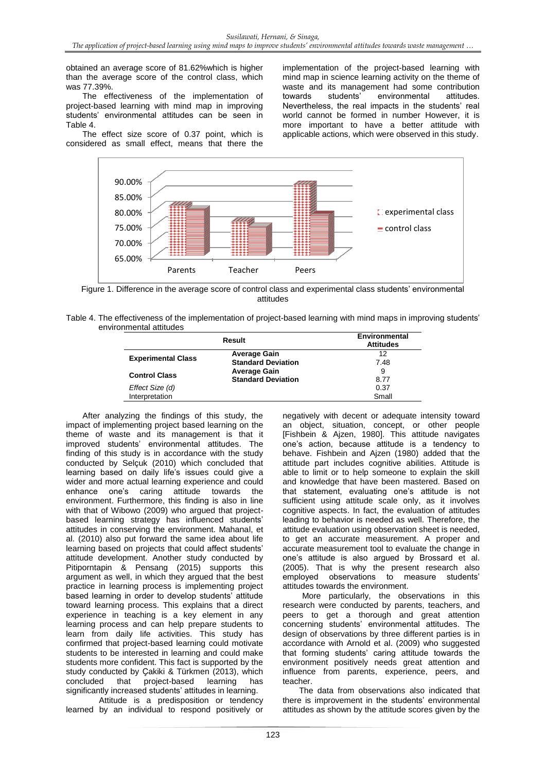obtained an average score of 81.62%which is higher than the average score of the control class, which was 77.39%.

The effectiveness of the implementation of project-based learning with mind map in improving students' environmental attitudes can be seen in Table 4.

The effect size score of 0.37 point, which is considered as small effect, means that there the implementation of the project-based learning with mind map in science learning activity on the theme of waste and its management had some contribution towards students' environmental attitudes. Nevertheless, the real impacts in the students' real world cannot be formed in number However, it is more important to have a better attitude with applicable actions, which were observed in this study.

Figure 1. Difference in the average score of control class and experimental class students' environmental attitudes

Table 4. The effectiveness of the implementation of project-based learning with mind maps in improving students' environmental attitudes

| Result | | Environmental Attitudes |
|---|---|---|
| **Experimental Class** | **Average Gain** | 12 |
| | **Standard Deviation** | 7.48 |
| **Control Class** | **Average Gain** | 9 |
| | **Standard Deviation** | 8.77 |
| *Effect Size (d)* | | 0.37 |
| Interpretation | | Small |

After analyzing the findings of this study, the impact of implementing project based learning on the theme of waste and its management is that it improved students' environmental attitudes. The finding of this study is in accordance with the study conducted by Selçuk (2010) which concluded that learning based on daily life's issues could give a wider and more actual learning experience and could enhance one's caring attitude towards the environment. Furthermore, this finding is also in line with that of Wibowo (2009) who argued that project-based learning strategy has influenced students' attitudes in conserving the environment. Mahanal, et al. (2010) also put forward the same idea about life learning based on projects that could affect students' attitude development. Another study conducted by Pitiporntapin & Pensang (2015) supports this argument as well, in which they argued that the best practice in learning process is implementing project based learning in order to develop students' attitude toward learning process. This explains that a direct experience in teaching is a key element in any learning process and can help prepare students to learn from daily life activities. This study has confirmed that project-based learning could motivate students to be interested in learning and could make students more confident. This fact is supported by the study conducted by Çakiki & Türkmen (2013), which concluded that project-based learning has significantly increased students' attitudes in learning.

Attitude is a predisposition or tendency learned by an individual to respond positively or negatively with decent or adequate intensity toward an object, situation, concept, or other people [Fishbein & Ajzen, 1980]. This attitude navigates one's action, because attitude is a tendency to behave. Fishbein and Ajzen (1980) added that the attitude part includes cognitive abilities. Attitude is able to limit or to help someone to explain the skill and knowledge that have been mastered. Based on that statement, evaluating one's attitude is not sufficient using attitude scale only, as it involves cognitive aspects. In fact, the evaluation of attitudes leading to behavior is needed as well. Therefore, the attitude evaluation using observation sheet is needed, to get an accurate measurement. A proper and accurate measurement tool to evaluate the change in one's attitude is also argued by Brossard et al. (2005). That is why the present research also employed observations to measure students' attitudes towards the environment.

More particularly, the observations in this research were conducted by parents, teachers, and peers to get a thorough and great attention concerning students' environmental attitudes. The design of observations by three different parties is in accordance with Arnold et al. (2009) who suggested that forming students' caring attitude towards the environment positively needs great attention and influence from parents, experience, peers, and teacher.

The data from observations also indicated that there is improvement in the students' environmental attitudes as shown by the attitude scores given by the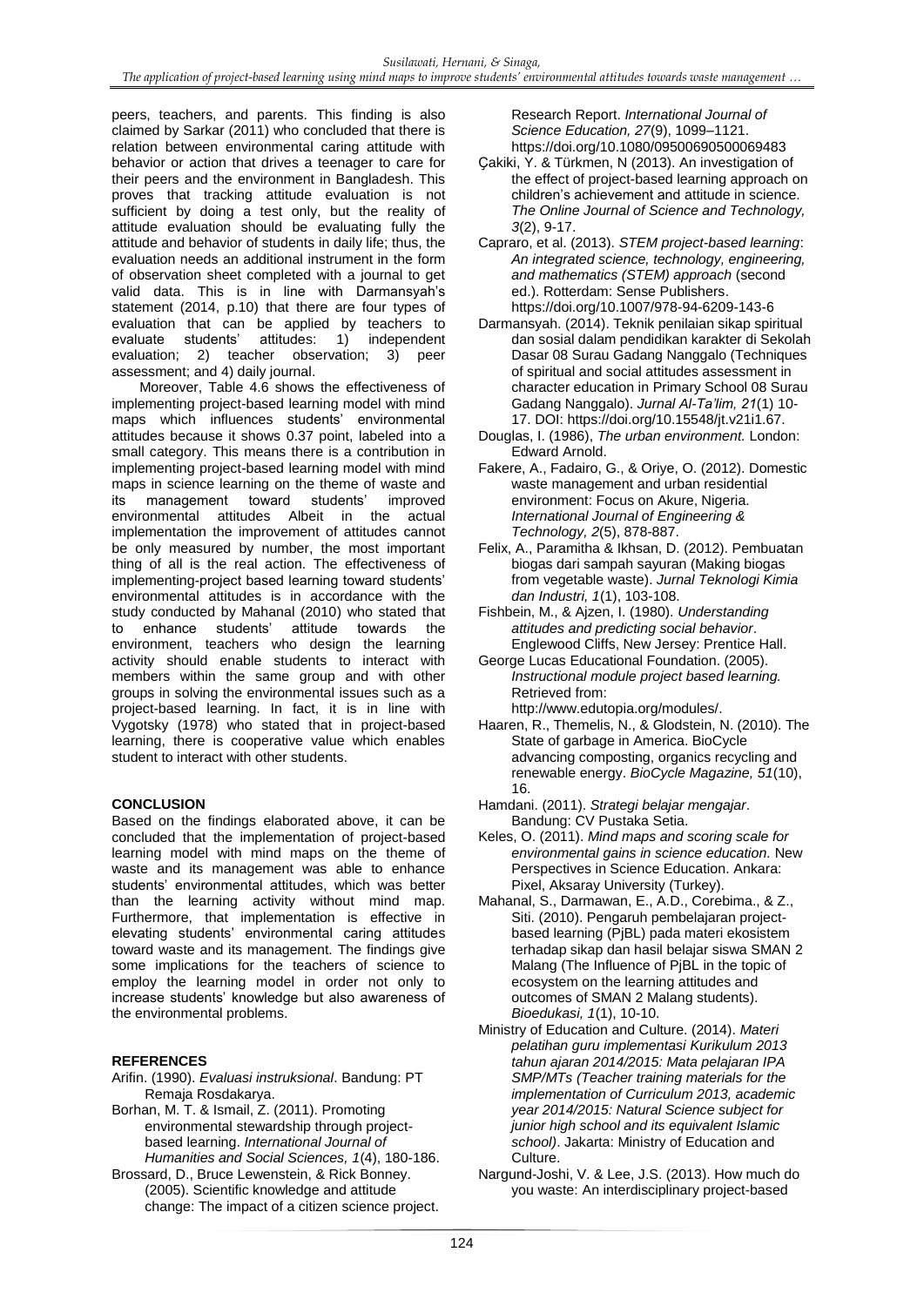peers, teachers, and parents. This finding is also claimed by Sarkar (2011) who concluded that there is relation between environmental caring attitude with behavior or action that drives a teenager to care for their peers and the environment in Bangladesh. This proves that tracking attitude evaluation is not sufficient by doing a test only, but the reality of attitude evaluation should be evaluating fully the attitude and behavior of students in daily life; thus, the evaluation needs an additional instrument in the form of observation sheet completed with a journal to get valid data. This is in line with Darmansyah's statement (2014, p.10) that there are four types of evaluation that can be applied by teachers to evaluate students' attitudes: 1) independent evaluation; 2) teacher observation; 3) peer assessment; and 4) daily journal.

Moreover, Table 4.6 shows the effectiveness of implementing project-based learning model with mind maps which influences students' environmental attitudes because it shows 0.37 point, labeled into a small category. This means there is a contribution in implementing project-based learning model with mind maps in science learning on the theme of waste and its management toward students' improved environmental attitudes Albeit in the actual implementation the improvement of attitudes cannot be only measured by number, the most important thing of all is the real action. The effectiveness of implementing-project based learning toward students' environmental attitudes is in accordance with the study conducted by Mahanal (2010) who stated that to enhance students' attitude towards the environment, teachers who design the learning activity should enable students to interact with members within the same group and with other groups in solving the environmental issues such as a project-based learning. In fact, it is in line with Vygotsky (1978) who stated that in project-based learning, there is cooperative value which enables student to interact with other students.

## CONCLUSION

Based on the findings elaborated above, it can be concluded that the implementation of project-based learning model with mind maps on the theme of waste and its management was able to enhance students' environmental attitudes, which was better than the learning activity without mind map. Furthermore, that implementation is effective in elevating students' environmental caring attitudes toward waste and its management. The findings give some implications for the teachers of science to employ the learning model in order not only to increase students' knowledge but also awareness of the environmental problems.

## REFERENCES

Arifin. (1990). *Evaluasi instruksional*. Bandung: PT Remaja Rosdakarya.

Borhan, M. T. & Ismail, Z. (2011). Promoting environmental stewardship through project-based learning. *International Journal of Humanities and Social Sciences, 1*(4), 180-186.

Brossard, D., Bruce Lewenstein, & Rick Bonney. (2005). Scientific knowledge and attitude change: The impact of a citizen science project. Research Report. *International Journal of Science Education, 27*(9), 1099–1121. https://doi.org/10.1080/09500690500069483

Çakiki, Y. & Türkmen, N (2013). An investigation of the effect of project-based learning approach on children's achievement and attitude in science. *The Online Journal of Science and Technology, 3*(2), 9-17.

Capraro, et al. (2013). *STEM project-based learning: An integrated science, technology, engineering, and mathematics (STEM) approach* (second ed.). Rotterdam: Sense Publishers. https://doi.org/10.1007/978-94-6209-143-6

Darmansyah. (2014). Teknik penilaian sikap spiritual dan sosial dalam pendidikan karakter di Sekolah Dasar 08 Surau Gadang Nanggalo (Techniques of spiritual and social attitudes assessment in character education in Primary School 08 Surau Gadang Nanggalo). *Jurnal Al-Ta'lim, 21*(1) 10-17. DOI: https://doi.org/10.15548/jt.v21i1.67.

Douglas, I. (1986), *The urban environment.* London: Edward Arnold.

Fakere, A., Fadairo, G., & Oriye, O. (2012). Domestic waste management and urban residential environment: Focus on Akure, Nigeria. *International Journal of Engineering & Technology, 2*(5), 878-887.

Felix, A., Paramitha & Ikhsan, D. (2012). Pembuatan biogas dari sampah sayuran (Making biogas from vegetable waste). *Jurnal Teknologi Kimia dan Industri, 1*(1), 103-108.

Fishbein, M., & Ajzen, I. (1980). *Understanding attitudes and predicting social behavior*. Englewood Cliffs, New Jersey: Prentice Hall.

George Lucas Educational Foundation. (2005). *Instructional module project based learning.* Retrieved from: http://www.edutopia.org/modules/.

Haaren, R., Themelis, N., & Glodstein, N. (2010). The State of garbage in America. BioCycle advancing composting, organics recycling and renewable energy. *BioCycle Magazine, 51*(10), 16.

Hamdani. (2011). *Strategi belajar mengajar*. Bandung: CV Pustaka Setia.

Keles, O. (2011). *Mind maps and scoring scale for environmental gains in science education.* New Perspectives in Science Education. Ankara: Pixel, Aksaray University (Turkey).

Mahanal, S., Darmawan, E., A.D., Corebima., & Z., Siti. (2010). Pengaruh pembelajaran project-based learning (PjBL) pada materi ekosistem terhadap sikap dan hasil belajar siswa SMAN 2 Malang (The Influence of PjBL in the topic of ecosystem on the learning attitudes and outcomes of SMAN 2 Malang students). *Bioedukasi, 1*(1), 10-10.

Ministry of Education and Culture. (2014). *Materi pelatihan guru implementasi Kurikulum 2013 tahun ajaran 2014/2015: Mata pelajaran IPA SMP/MTs (Teacher training materials for the implementation of Curriculum 2013, academic year 2014/2015: Natural Science subject for junior high school and its equivalent Islamic school)*. Jakarta: Ministry of Education and Culture.

Nargund-Joshi, V. & Lee, J.S. (2013). How much do you waste: An interdisciplinary project-based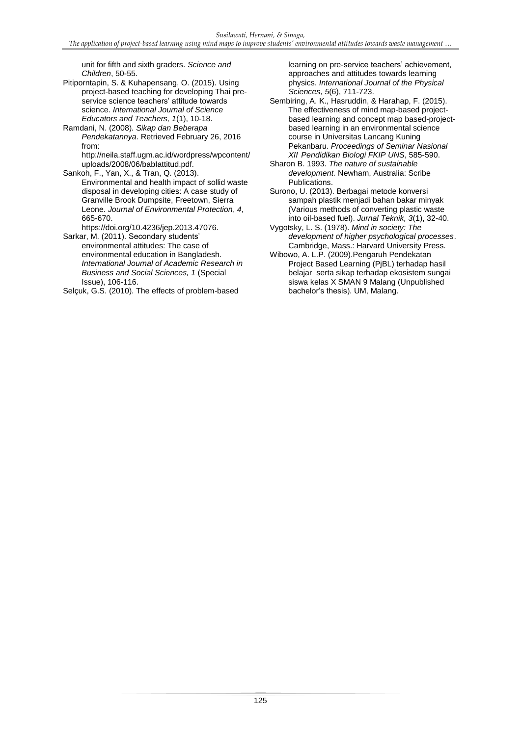unit for fifth and sixth graders. *Science and Children*, 50-55.

Pitiporntapin, S. & Kuhapensang, O. (2015). Using project-based teaching for developing Thai pre-service science teachers' attitude towards science. *International Journal of Science Educators and Teachers, 1*(1), 10-18.

Ramdani, N. (2008). *Sikap dan Beberapa Pendekatannya*. Retrieved February 26, 2016 from: http://neila.staff.ugm.ac.id/wordpress/wpcontent/uploads/2008/06/babIattitud.pdf.

Sankoh, F., Yan, X., & Tran, Q. (2013). Environmental and health impact of sollid waste disposal in developing cities: A case study of Granville Brook Dumpsite, Freetown, Sierra Leone. *Journal of Environmental Protection*, *4*, 665-670. https://doi.org/10.4236/jep.2013.47076.

Sarkar, M. (2011). Secondary students' environmental attitudes: The case of environmental education in Bangladesh. *International Journal of Academic Research in Business and Social Sciences, 1* (Special Issue), 106-116.

Selçuk, G.S. (2010). The effects of problem-based learning on pre-service teachers' achievement, approaches and attitudes towards learning physics. *International Journal of the Physical Sciences*, *5*(6), 711-723.

Sembiring, A. K., Hasruddin, & Harahap, F. (2015). The effectiveness of mind map-based project-based learning and concept map based-project-based learning in an environmental science course in Universitas Lancang Kuning Pekanbaru. *Proceedings of Seminar Nasional XII Pendidikan Biologi FKIP UNS*, 585-590.

Sharon B. 1993. *The nature of sustainable development.* Newham, Australia: Scribe Publications.

Surono, U. (2013). Berbagai metode konversi sampah plastik menjadi bahan bakar minyak (Various methods of converting plastic waste into oil-based fuel). *Jurnal Teknik, 3*(1), 32-40.

Vygotsky, L. S. (1978). *Mind in society: The development of higher psychological processes*. Cambridge, Mass.: Harvard University Press.

Wibowo, A. L.P. (2009).Pengaruh Pendekatan Project Based Learning (PjBL) terhadap hasil belajar serta sikap terhadap ekosistem sungai siswa kelas X SMAN 9 Malang (Unpublished bachelor's thesis). UM, Malang.